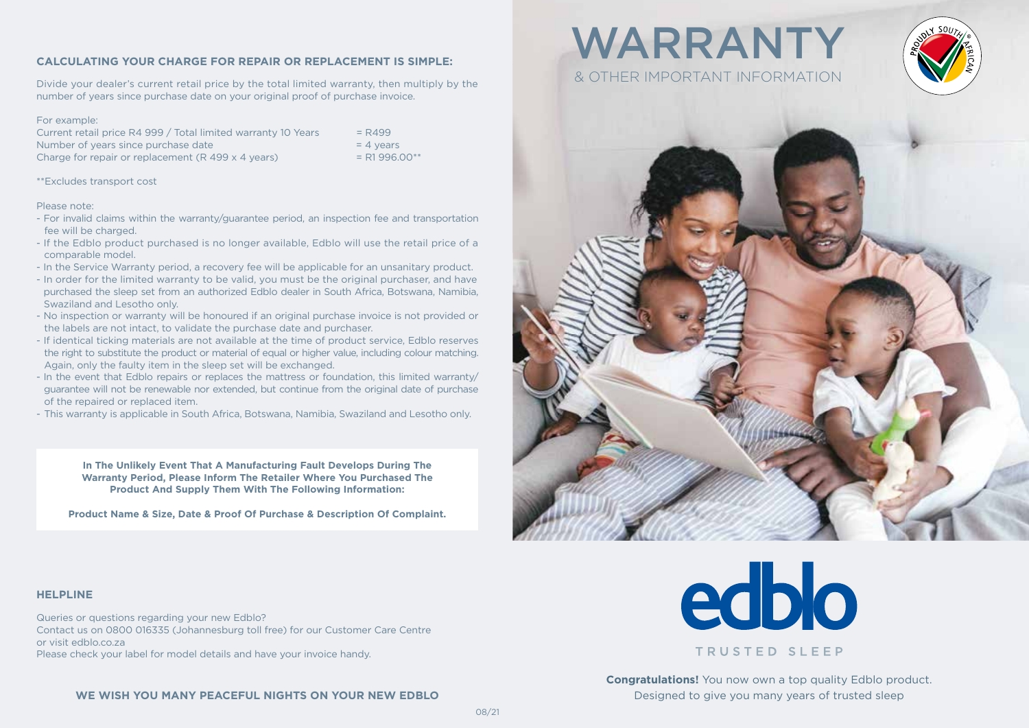**CALCULATING YOUR CHARGE FOR REPAIR OR REPLACEMENT IS SIMPLE:**

Divide your dealer's current retail price by the total limited warranty, then multiply by the number of years since purchase date on your original proof of purchase invoice.

For example:

| | |
|---|---|
| Current retail price R4 999 / Total limited warranty 10 Years | = R499 |
| Number of years since purchase date | = 4 years |
| Charge for repair or replacement (R 499 x 4 years) | = R1 996.00** |

**Excludes transport cost

Please note:

- For invalid claims within the warranty/guarantee period, an inspection fee and transportation fee will be charged.
- If the Edblo product purchased is no longer available, Edblo will use the retail price of a comparable model.
- In the Service Warranty period, a recovery fee will be applicable for an unsanitary product.
- In order for the limited warranty to be valid, you must be the original purchaser, and have purchased the sleep set from an authorized Edblo dealer in South Africa, Botswana, Namibia, Swaziland and Lesotho only.
- No inspection or warranty will be honoured if an original purchase invoice is not provided or the labels are not intact, to validate the purchase date and purchaser.
- If identical ticking materials are not available at the time of product service, Edblo reserves the right to substitute the product or material of equal or higher value, including colour matching. Again, only the faulty item in the sleep set will be exchanged.
- In the event that Edblo repairs or replaces the mattress or foundation, this limited warranty/ guarantee will not be renewable nor extended, but continue from the original date of purchase of the repaired or replaced item.
- This warranty is applicable in South Africa, Botswana, Namibia, Swaziland and Lesotho only.

**In The Unlikely Event That A Manufacturing Fault Develops During The Warranty Period, Please Inform The Retailer Where You Purchased The Product And Supply Them With The Following Information:**

**Product Name & Size, Date & Proof Of Purchase & Description Of Complaint.**

**HELPLINE**

Queries or questions regarding your new Edblo?
Contact us on 0800 016335 (Johannesburg toll free) for our Customer Care Centre or visit edblo.co.za
Please check your label for model details and have your invoice handy.

**WE WISH YOU MANY PEACEFUL NIGHTS ON YOUR NEW EDBLO**

# WARRANTY
## & OTHER IMPORTANT INFORMATION

PROUDLY SOUTH AFRICAN

edblo

TRUSTED SLEEP

**Congratulations!** You now own a top quality Edblo product. Designed to give you many years of trusted sleep

08/21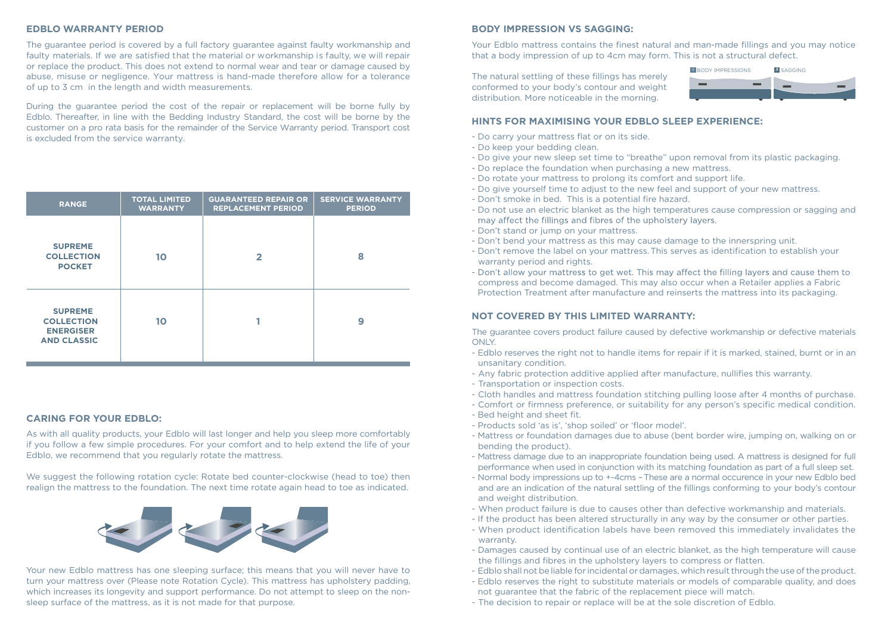## EDBLO WARRANTY PERIOD

The guarantee period is covered by a full factory guarantee against faulty workmanship and faulty materials. If we are satisfied that the material or workmanship is faulty, we will repair or replace the product. This does not extend to normal wear and tear or damage caused by abuse, misuse or negligence. Your mattress is hand-made therefore allow for a tolerance of up to 3 cm in the length and width measurements.

During the guarantee period the cost of the repair or replacement will be borne fully by Edblo. Thereafter, in line with the Bedding Industry Standard, the cost will be borne by the customer on a pro rata basis for the remainder of the Service Warranty period. Transport cost is excluded from the service warranty.

| RANGE | TOTAL LIMITED WARRANTY | GUARANTEED REPAIR OR REPLACEMENT PERIOD | SERVICE WARRANTY PERIOD |
|---|---|---|---|
| SUPREME COLLECTION POCKET | 10 | 2 | 8 |
| SUPREME COLLECTION ENERGISER AND CLASSIC | 10 | 1 | 9 |

## CARING FOR YOUR EDBLO:

As with all quality products, your Edblo will last longer and help you sleep more comfortably if you follow a few simple procedures. For your comfort and to help extend the life of your Edblo, we recommend that you regularly rotate the mattress.

We suggest the following rotation cycle: Rotate bed counter-clockwise (head to toe) then realign the mattress to the foundation. The next time rotate again head to toe as indicated.

Your new Edblo mattress has one sleeping surface; this means that you will never have to turn your mattress over (Please note Rotation Cycle). This mattress has upholstery padding, which increases its longevity and support performance. Do not attempt to sleep on the non-sleep surface of the mattress, as it is not made for that purpose.

## BODY IMPRESSION VS SAGGING:

Your Edblo mattress contains the finest natural and man-made fillings and you may notice that a body impression of up to 4cm may form. This is not a structural defect.

The natural settling of these fillings has merely conformed to your body's contour and weight distribution. More noticeable in the morning.

BODY IMPRESSIONS

SAGGING

## HINTS FOR MAXIMISING YOUR EDBLO SLEEP EXPERIENCE:

- Do carry your mattress flat or on its side.
- Do keep your bedding clean.
- Do give your new sleep set time to "breathe" upon removal from its plastic packaging.
- Do replace the foundation when purchasing a new mattress.
- Do rotate your mattress to prolong its comfort and support life.
- Do give yourself time to adjust to the new feel and support of your new mattress.
- Don't smoke in bed. This is a potential fire hazard.
- Do not use an electric blanket as the high temperatures cause compression or sagging and may affect the fillings and fibres of the upholstery layers.
- Don't stand or jump on your mattress.
- Don't bend your mattress as this may cause damage to the innerspring unit.
- Don't remove the label on your mattress. This serves as identification to establish your warranty period and rights.
- Don't allow your mattress to get wet. This may affect the filling layers and cause them to compress and become damaged. This may also occur when a Retailer applies a Fabric Protection Treatment after manufacture and reinserts the mattress into its packaging.

## NOT COVERED BY THIS LIMITED WARRANTY:

The guarantee covers product failure caused by defective workmanship or defective materials ONLY.

- Edblo reserves the right not to handle items for repair if it is marked, stained, burnt or in an unsanitary condition.
- Any fabric protection additive applied after manufacture, nullifies this warranty.
- Transportation or inspection costs.
- Cloth handles and mattress foundation stitching pulling loose after 4 months of purchase.
- Comfort or firmness preference, or suitability for any person's specific medical condition.
- Bed height and sheet fit.
- Products sold 'as is', 'shop soiled' or 'floor model'.
- Mattress or foundation damages due to abuse (bent border wire, jumping on, walking on or bending the product).
- Mattress damage due to an inappropriate foundation being used. A mattress is designed for full performance when used in conjunction with its matching foundation as part of a full sleep set.
- Normal body impressions up to +-4cms – These are a normal occurence in your new Edblo bed and are an indication of the natural settling of the fillings conforming to your body's contour and weight distribution.
- When product failure is due to causes other than defective workmanship and materials.
- If the product has been altered structurally in any way by the consumer or other parties.
- When product identification labels have been removed this immediately invalidates the warranty.
- Damages caused by continual use of an electric blanket, as the high temperature will cause the fillings and fibres in the upholstery layers to compress or flatten.
- Edblo shall not be liable for incidental or damages, which result through the use of the product.
- Edblo reserves the right to substitute materials or models of comparable quality, and does not guarantee that the fabric of the replacement piece will match.
- The decision to repair or replace will be at the sole discretion of Edblo.